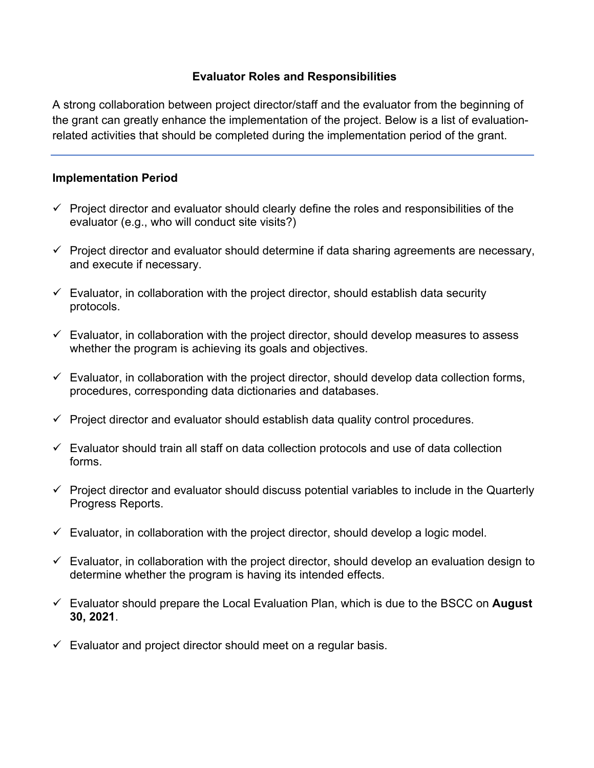# Evaluator Roles and Responsibilities

A strong collaboration between project director/staff and the evaluator from the beginning of the grant can greatly enhance the implementation of the project. Below is a list of evaluation-related activities that should be completed during the implementation period of the grant.

---

## Implementation Period

- ✓ Project director and evaluator should clearly define the roles and responsibilities of the evaluator (e.g., who will conduct site visits?)
- ✓ Project director and evaluator should determine if data sharing agreements are necessary, and execute if necessary.
- ✓ Evaluator, in collaboration with the project director, should establish data security protocols.
- ✓ Evaluator, in collaboration with the project director, should develop measures to assess whether the program is achieving its goals and objectives.
- ✓ Evaluator, in collaboration with the project director, should develop data collection forms, procedures, corresponding data dictionaries and databases.
- ✓ Project director and evaluator should establish data quality control procedures.
- ✓ Evaluator should train all staff on data collection protocols and use of data collection forms.
- ✓ Project director and evaluator should discuss potential variables to include in the Quarterly Progress Reports.
- ✓ Evaluator, in collaboration with the project director, should develop a logic model.
- ✓ Evaluator, in collaboration with the project director, should develop an evaluation design to determine whether the program is having its intended effects.
- ✓ Evaluator should prepare the Local Evaluation Plan, which is due to the BSCC on **August 30, 2021**.
- ✓ Evaluator and project director should meet on a regular basis.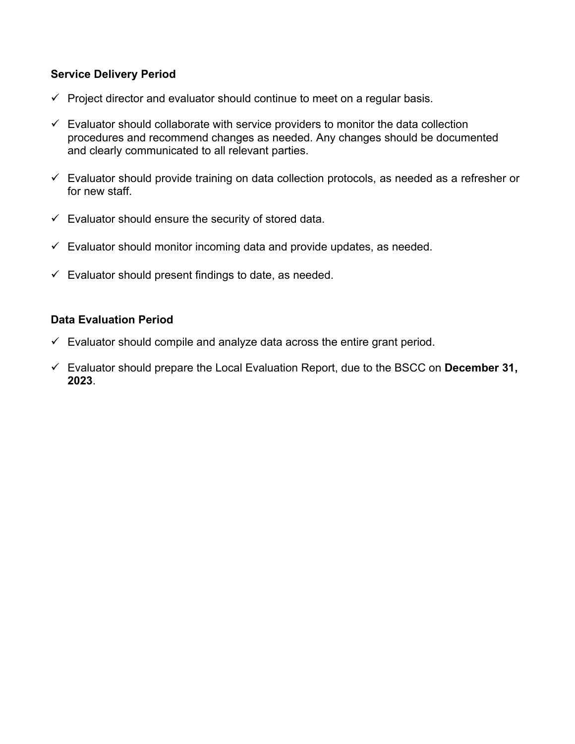**Service Delivery Period**

- ✓ Project director and evaluator should continue to meet on a regular basis.
- ✓ Evaluator should collaborate with service providers to monitor the data collection procedures and recommend changes as needed. Any changes should be documented and clearly communicated to all relevant parties.
- ✓ Evaluator should provide training on data collection protocols, as needed as a refresher or for new staff.
- ✓ Evaluator should ensure the security of stored data.
- ✓ Evaluator should monitor incoming data and provide updates, as needed.
- ✓ Evaluator should present findings to date, as needed.

**Data Evaluation Period**

- ✓ Evaluator should compile and analyze data across the entire grant period.
- ✓ Evaluator should prepare the Local Evaluation Report, due to the BSCC on **December 31, 2023**.